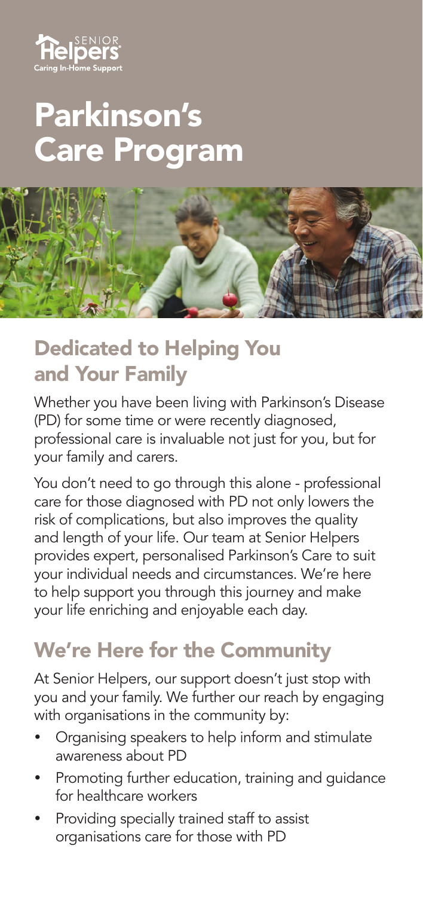Senior Helpers
Caring In-Home Support

# Parkinson's Care Program

## Dedicated to Helping You and Your Family

Whether you have been living with Parkinson's Disease (PD) for some time or were recently diagnosed, professional care is invaluable not just for you, but for your family and carers.

You don't need to go through this alone - professional care for those diagnosed with PD not only lowers the risk of complications, but also improves the quality and length of your life. Our team at Senior Helpers provides expert, personalised Parkinson's Care to suit your individual needs and circumstances. We're here to help support you through this journey and make your life enriching and enjoyable each day.

## We're Here for the Community

At Senior Helpers, our support doesn't just stop with you and your family. We further our reach by engaging with organisations in the community by:

- Organising speakers to help inform and stimulate awareness about PD
- Promoting further education, training and guidance for healthcare workers
- Providing specially trained staff to assist organisations care for those with PD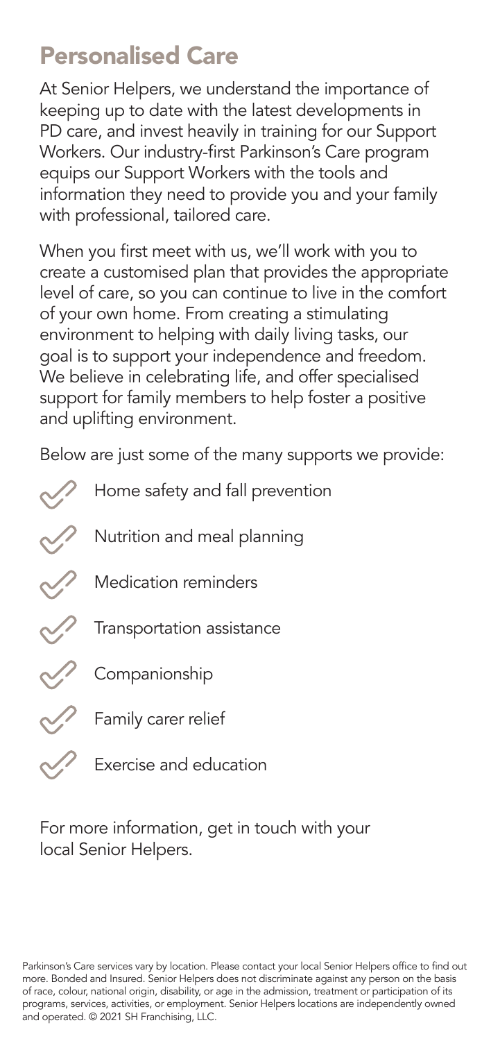## Personalised Care

At Senior Helpers, we understand the importance of keeping up to date with the latest developments in PD care, and invest heavily in training for our Support Workers. Our industry-first Parkinson's Care program equips our Support Workers with the tools and information they need to provide you and your family with professional, tailored care.

When you first meet with us, we'll work with you to create a customised plan that provides the appropriate level of care, so you can continue to live in the comfort of your own home. From creating a stimulating environment to helping with daily living tasks, our goal is to support your independence and freedom. We believe in celebrating life, and offer specialised support for family members to help foster a positive and uplifting environment.

Below are just some of the many supports we provide:

- Home safety and fall prevention
- Nutrition and meal planning
- Medication reminders
- Transportation assistance
- Companionship
- Family carer relief
- Exercise and education

For more information, get in touch with your local Senior Helpers.

Parkinson's Care services vary by location. Please contact your local Senior Helpers office to find out more. Bonded and Insured. Senior Helpers does not discriminate against any person on the basis of race, colour, national origin, disability, or age in the admission, treatment or participation of its programs, services, activities, or employment. Senior Helpers locations are independently owned and operated. © 2021 SH Franchising, LLC.